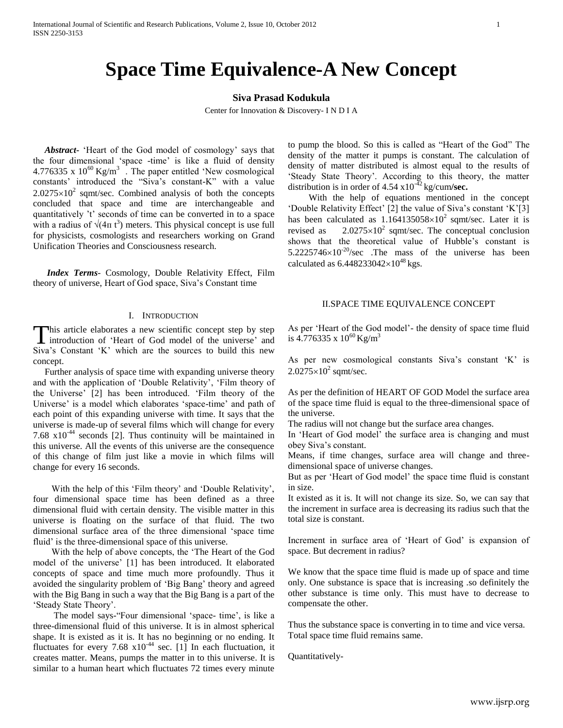# Space Time Equivalence-A New Concept

**Siva Prasad Kodukula**

Center for Innovation & Discovery- I N D I A

***Abstract*-** 'Heart of the God model of cosmology' says that the four dimensional 'space -time' is like a fluid of density $4.776335 \times 10^{60}$ Kg/m$^3$ . The paper entitled 'New cosmological constants' introduced the "Siva's constant-K" with a value $2.0275\times10^2$ sqmt/sec. Combined analysis of both the concepts concluded that space and time are interchangeable and quantitatively 't' seconds of time can be converted in to a space with a radius of $\sqrt{(4\pi t^3)}$ meters. This physical concept is use full for physicists, cosmologists and researchers working on Grand Unification Theories and Consciousness research.

***Index Terms*-** Cosmology, Double Relativity Effect, Film theory of universe, Heart of God space, Siva's Constant time

## I. Introduction

This article elaborates a new scientific concept step by step introduction of 'Heart of God model of the universe' and Siva's Constant 'K' which are the sources to build this new concept.

Further analysis of space time with expanding universe theory and with the application of 'Double Relativity', 'Film theory of the Universe' [2] has been introduced. 'Film theory of the Universe' is a model which elaborates 'space-time' and path of each point of this expanding universe with time. It says that the universe is made-up of several films which will change for every $7.68 \times 10^{-44}$ seconds [2]. Thus continuity will be maintained in this universe. All the events of this universe are the consequence of this change of film just like a movie in which films will change for every 16 seconds.

With the help of this 'Film theory' and 'Double Relativity', four dimensional space time has been defined as a three dimensional fluid with certain density. The visible matter in this universe is floating on the surface of that fluid. The two dimensional surface area of the three dimensional 'space time fluid' is the three-dimensional space of this universe.

With the help of above concepts, the 'The Heart of the God model of the universe' [1] has been introduced. It elaborated concepts of space and time much more profoundly. Thus it avoided the singularity problem of 'Big Bang' theory and agreed with the Big Bang in such a way that the Big Bang is a part of the 'Steady State Theory'.

The model says-"Four dimensional 'space- time', is like a three-dimensional fluid of this universe. It is in almost spherical shape. It is existed as it is. It has no beginning or no ending. It fluctuates for every $7.68 \times 10^{-44}$ sec. [1] In each fluctuation, it creates matter. Means, pumps the matter in to this universe. It is similar to a human heart which fluctuates 72 times every minute to pump the blood. So this is called as "Heart of the God" The density of the matter it pumps is constant. The calculation of density of matter distributed is almost equal to the results of 'Steady State Theory'. According to this theory, the matter distribution is in order of $4.54 \times 10^{-42}$ kg/cum/**sec.**

With the help of equations mentioned in the concept 'Double Relativity Effect' [2] the value of Siva's constant 'K'[3] has been calculated as $1.164135058\times10^2$ sqmt/sec. Later it is revised as $2.0275\times10^2$ sqmt/sec. The conceptual conclusion shows that the theoretical value of Hubble's constant is $5.2225746\times10^{-20}$/sec .The mass of the universe has been calculated as $6.448233042\times10^{48}$ kgs.

## II. Space Time Equivalence Concept

As per 'Heart of the God model'- the density of space time fluid is $4.776335 \times 10^{60}$ Kg/m$^3$

As per new cosmological constants Siva's constant 'K' is $2.0275\times10^2$ sqmt/sec.

As per the definition of HEART OF GOD Model the surface area of the space time fluid is equal to the three-dimensional space of the universe.

The radius will not change but the surface area changes.

In 'Heart of God model' the surface area is changing and must obey Siva's constant.

Means, if time changes, surface area will change and three-dimensional space of universe changes.

But as per 'Heart of God model' the space time fluid is constant in size.

It existed as it is. It will not change its size. So, we can say that the increment in surface area is decreasing its radius such that the total size is constant.

Increment in surface area of 'Heart of God' is expansion of space. But decrement in radius?

We know that the space time fluid is made up of space and time only. One substance is space that is increasing .so definitely the other substance is time only. This must have to decrease to compensate the other.

Thus the substance space is converting in to time and vice versa. Total space time fluid remains same.

Quantitatively-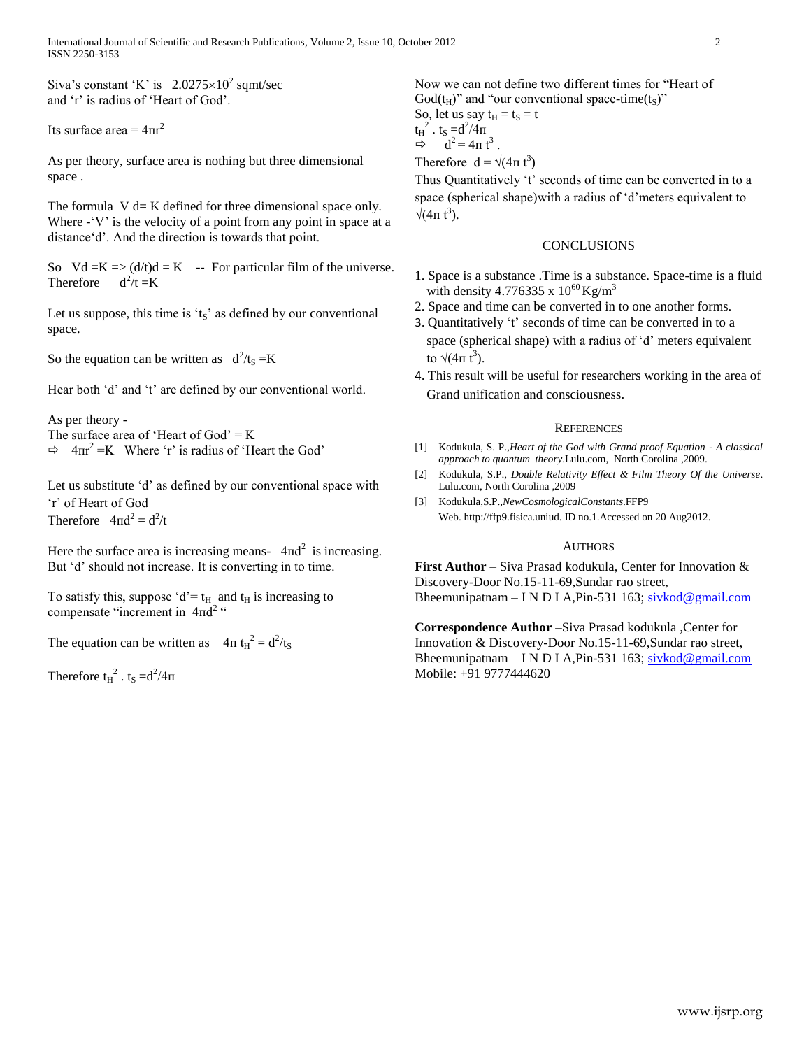Siva's constant 'K' is $2.0275 \times 10^2$ sqmt/sec and 'r' is radius of 'Heart of God'.

Its surface area = $4\pi r^2$

As per theory, surface area is nothing but three dimensional space .

The formula $V d = K$ defined for three dimensional space only. Where -'V' is the velocity of a point from any point in space at a distance'd'. And the direction is towards that point.

So $Vd = K \Rightarrow (d/t)d = K$ -- For particular film of the universe. Therefore $d^2/t = K$

Let us suppose, this time is '$t_S$' as defined by our conventional space.

So the equation can be written as $d^2/t_S = K$

Hear both 'd' and 't' are defined by our conventional world.

As per theory -
The surface area of 'Heart of God' = K
$\Rightarrow$ $4\pi r^2 = K$ Where 'r' is radius of 'Heart the God'

Let us substitute 'd' as defined by our conventional space with 'r' of Heart of God
Therefore $4\pi d^2 = d^2/t$

Here the surface area is increasing means- $4\pi d^2$ is increasing. But 'd' should not increase. It is converting in to time.

To satisfy this, suppose '$d$'$= t_H$ and $t_H$ is increasing to compensate "increment in $4\pi d^2$ "

The equation can be written as $4\pi\, t_H^2 = d^2/t_S$

Therefore $t_H^2 \cdot t_S = d^2/4\pi$

Now we can not define two different times for "Heart of God($t_H$)" and "our conventional space-time($t_S$)"
So, let us say $t_H = t_S = t$
$t_H^2 \cdot t_S = d^2/4\pi$
$\Rightarrow$ $d^2 = 4\pi\, t^3$ .
Therefore $d = \sqrt{(4\pi\, t^3)}$
Thus Quantitatively 't' seconds of time can be converted in to a space (spherical shape)with a radius of 'd'meters equivalent to $\sqrt{(4\pi\, t^3)}$.

## CONCLUSIONS

1. Space is a substance .Time is a substance. Space-time is a fluid with density $4.776335 \times 10^{60}$ Kg/m$^3$
2. Space and time can be converted in to one another forms.
3. Quantitatively 't' seconds of time can be converted in to a space (spherical shape) with a radius of 'd' meters equivalent to $\sqrt{(4\pi\, t^3)}$.
4. This result will be useful for researchers working in the area of Grand unification and consciousness.

## REFERENCES

[1] Kodukula, S. P.,*Heart of the God with Grand proof Equation - A classical approach to quantum theory*.Lulu.com, North Corolina ,2009.

[2] Kodukula, S.P., *Double Relativity Effect & Film Theory Of the Universe*. Lulu.com, North Corolina ,2009

[3] Kodukula,S.P.,*NewCosmologicalConstants*.FFP9 Web. http://ffp9.fisica.uniud. ID no.1.Accessed on 20 Aug2012.

## AUTHORS

**First Author** – Siva Prasad kodukula, Center for Innovation & Discovery-Door No.15-11-69,Sundar rao street, Bheemunipatnam – I N D I A,Pin-531 163; sivkod@gmail.com

**Correspondence Author** –Siva Prasad kodukula ,Center for Innovation & Discovery-Door No.15-11-69,Sundar rao street, Bheemunipatnam – I N D I A,Pin-531 163; sivkod@gmail.com
Mobile: +91 9777444620